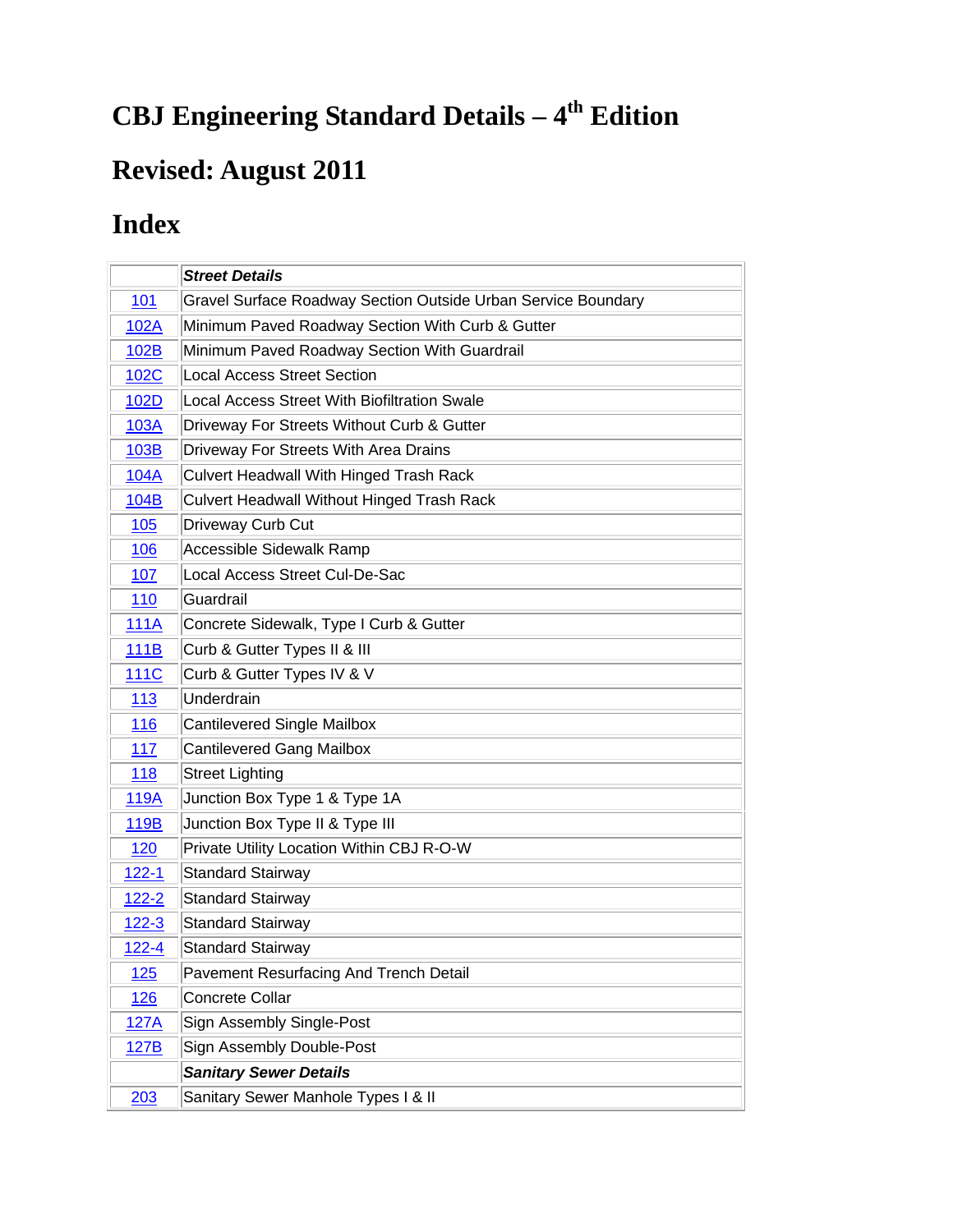# CBJ Engineering Standard Details – 4th Edition

# Revised: August 2011

# Index

| | ***Street Details*** |
|---|---|
| 101 | Gravel Surface Roadway Section Outside Urban Service Boundary |
| 102A | Minimum Paved Roadway Section With Curb & Gutter |
| 102B | Minimum Paved Roadway Section With Guardrail |
| 102C | Local Access Street Section |
| 102D | Local Access Street With Biofiltration Swale |
| 103A | Driveway For Streets Without Curb & Gutter |
| 103B | Driveway For Streets With Area Drains |
| 104A | Culvert Headwall With Hinged Trash Rack |
| 104B | Culvert Headwall Without Hinged Trash Rack |
| 105 | Driveway Curb Cut |
| 106 | Accessible Sidewalk Ramp |
| 107 | Local Access Street Cul-De-Sac |
| 110 | Guardrail |
| 111A | Concrete Sidewalk, Type I Curb & Gutter |
| 111B | Curb & Gutter Types II & III |
| 111C | Curb & Gutter Types IV & V |
| 113 | Underdrain |
| 116 | Cantilevered Single Mailbox |
| 117 | Cantilevered Gang Mailbox |
| 118 | Street Lighting |
| 119A | Junction Box Type 1 & Type 1A |
| 119B | Junction Box Type II & Type III |
| 120 | Private Utility Location Within CBJ R-O-W |
| 122-1 | Standard Stairway |
| 122-2 | Standard Stairway |
| 122-3 | Standard Stairway |
| 122-4 | Standard Stairway |
| 125 | Pavement Resurfacing And Trench Detail |
| 126 | Concrete Collar |
| 127A | Sign Assembly Single-Post |
| 127B | Sign Assembly Double-Post |
| | ***Sanitary Sewer Details*** |
| 203 | Sanitary Sewer Manhole Types I & II |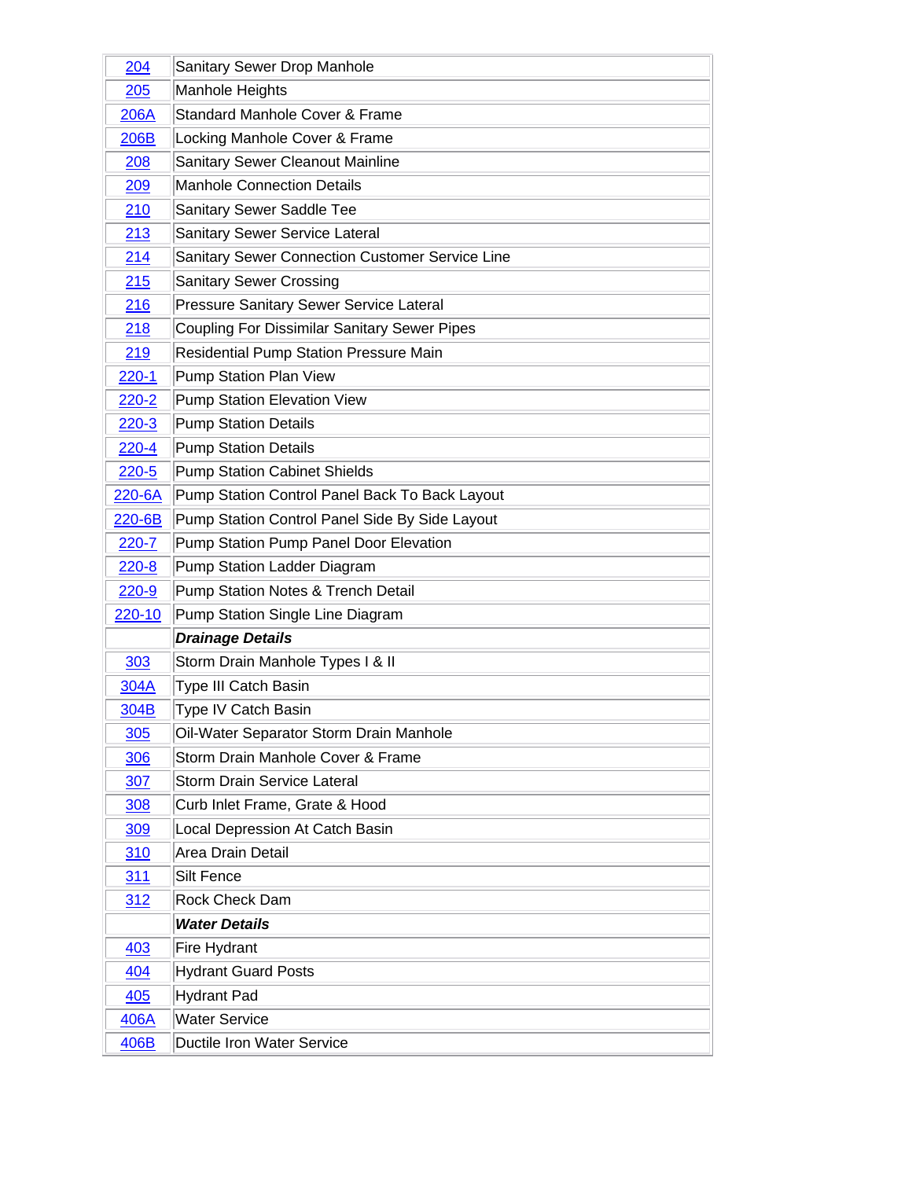| | |
|---|---|
| 204 | Sanitary Sewer Drop Manhole |
| 205 | Manhole Heights |
| 206A | Standard Manhole Cover & Frame |
| 206B | Locking Manhole Cover & Frame |
| 208 | Sanitary Sewer Cleanout Mainline |
| 209 | Manhole Connection Details |
| 210 | Sanitary Sewer Saddle Tee |
| 213 | Sanitary Sewer Service Lateral |
| 214 | Sanitary Sewer Connection Customer Service Line |
| 215 | Sanitary Sewer Crossing |
| 216 | Pressure Sanitary Sewer Service Lateral |
| 218 | Coupling For Dissimilar Sanitary Sewer Pipes |
| 219 | Residential Pump Station Pressure Main |
| 220-1 | Pump Station Plan View |
| 220-2 | Pump Station Elevation View |
| 220-3 | Pump Station Details |
| 220-4 | Pump Station Details |
| 220-5 | Pump Station Cabinet Shields |
| 220-6A | Pump Station Control Panel Back To Back Layout |
| 220-6B | Pump Station Control Panel Side By Side Layout |
| 220-7 | Pump Station Pump Panel Door Elevation |
| 220-8 | Pump Station Ladder Diagram |
| 220-9 | Pump Station Notes & Trench Detail |
| 220-10 | Pump Station Single Line Diagram |
| | ***Drainage Details*** |
| 303 | Storm Drain Manhole Types I & II |
| 304A | Type III Catch Basin |
| 304B | Type IV Catch Basin |
| 305 | Oil-Water Separator Storm Drain Manhole |
| 306 | Storm Drain Manhole Cover & Frame |
| 307 | Storm Drain Service Lateral |
| 308 | Curb Inlet Frame, Grate & Hood |
| 309 | Local Depression At Catch Basin |
| 310 | Area Drain Detail |
| 311 | Silt Fence |
| 312 | Rock Check Dam |
| | ***Water Details*** |
| 403 | Fire Hydrant |
| 404 | Hydrant Guard Posts |
| 405 | Hydrant Pad |
| 406A | Water Service |
| 406B | Ductile Iron Water Service |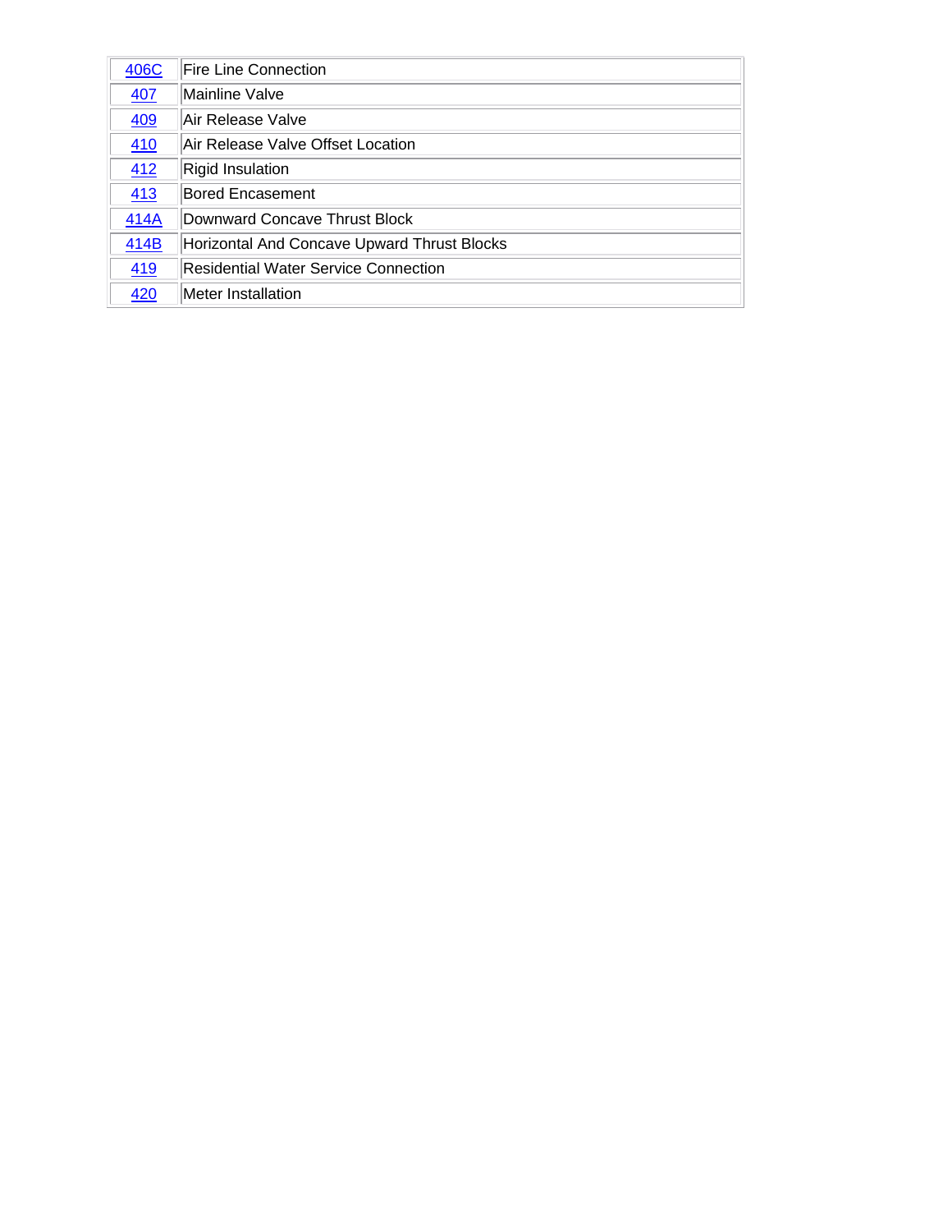| | |
|---|---|
| 406C | Fire Line Connection |
| 407 | Mainline Valve |
| 409 | Air Release Valve |
| 410 | Air Release Valve Offset Location |
| 412 | Rigid Insulation |
| 413 | Bored Encasement |
| 414A | Downward Concave Thrust Block |
| 414B | Horizontal And Concave Upward Thrust Blocks |
| 419 | Residential Water Service Connection |
| 420 | Meter Installation |